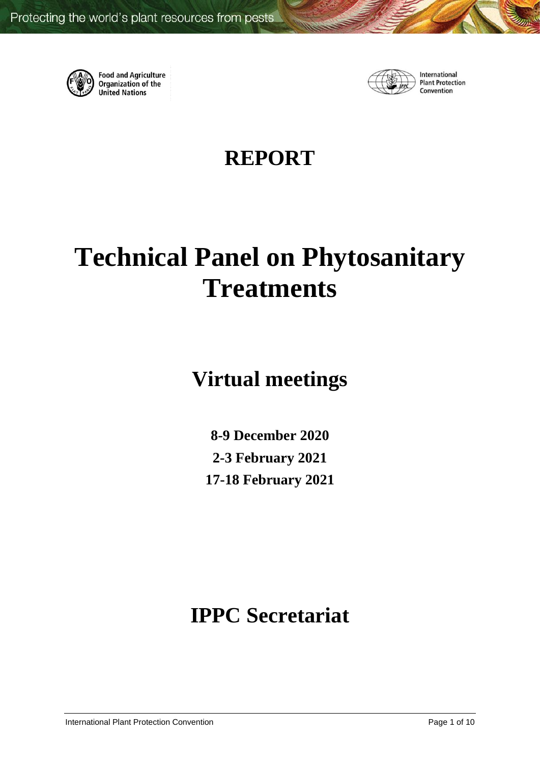# REPORT

# Technical Panel on Phytosanitary Treatments

## Virtual meetings

**8-9 December 2020**

**2-3 February 2021**

**17-18 February 2021**

## IPPC Secretariat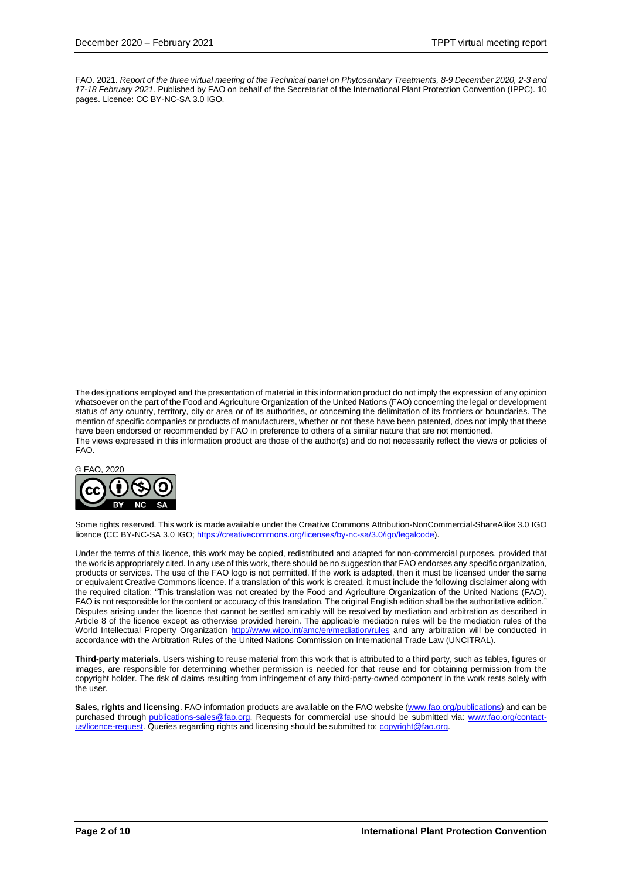FAO. 2021. *Report of the three virtual meeting of the Technical panel on Phytosanitary Treatments, 8-9 December 2020, 2-3 and 17-18 February 2021.* Published by FAO on behalf of the Secretariat of the International Plant Protection Convention (IPPC). 10 pages. Licence: CC BY-NC-SA 3.0 IGO.

The designations employed and the presentation of material in this information product do not imply the expression of any opinion whatsoever on the part of the Food and Agriculture Organization of the United Nations (FAO) concerning the legal or development status of any country, territory, city or area or of its authorities, or concerning the delimitation of its frontiers or boundaries. The mention of specific companies or products of manufacturers, whether or not these have been patented, does not imply that these have been endorsed or recommended by FAO in preference to others of a similar nature that are not mentioned.
The views expressed in this information product are those of the author(s) and do not necessarily reflect the views or policies of FAO.

© FAO, 2020

Some rights reserved. This work is made available under the Creative Commons Attribution-NonCommercial-ShareAlike 3.0 IGO licence (CC BY-NC-SA 3.0 IGO; https://creativecommons.org/licenses/by-nc-sa/3.0/igo/legalcode).

Under the terms of this licence, this work may be copied, redistributed and adapted for non-commercial purposes, provided that the work is appropriately cited. In any use of this work, there should be no suggestion that FAO endorses any specific organization, products or services. The use of the FAO logo is not permitted. If the work is adapted, then it must be licensed under the same or equivalent Creative Commons licence. If a translation of this work is created, it must include the following disclaimer along with the required citation: "This translation was not created by the Food and Agriculture Organization of the United Nations (FAO). FAO is not responsible for the content or accuracy of this translation. The original English edition shall be the authoritative edition." Disputes arising under the licence that cannot be settled amicably will be resolved by mediation and arbitration as described in Article 8 of the licence except as otherwise provided herein. The applicable mediation rules will be the mediation rules of the World Intellectual Property Organization http://www.wipo.int/amc/en/mediation/rules and any arbitration will be conducted in accordance with the Arbitration Rules of the United Nations Commission on International Trade Law (UNCITRAL).

**Third-party materials.** Users wishing to reuse material from this work that is attributed to a third party, such as tables, figures or images, are responsible for determining whether permission is needed for that reuse and for obtaining permission from the copyright holder. The risk of claims resulting from infringement of any third-party-owned component in the work rests solely with the user.

**Sales, rights and licensing**. FAO information products are available on the FAO website (www.fao.org/publications) and can be purchased through publications-sales@fao.org. Requests for commercial use should be submitted via: www.fao.org/contact-us/licence-request. Queries regarding rights and licensing should be submitted to: copyright@fao.org.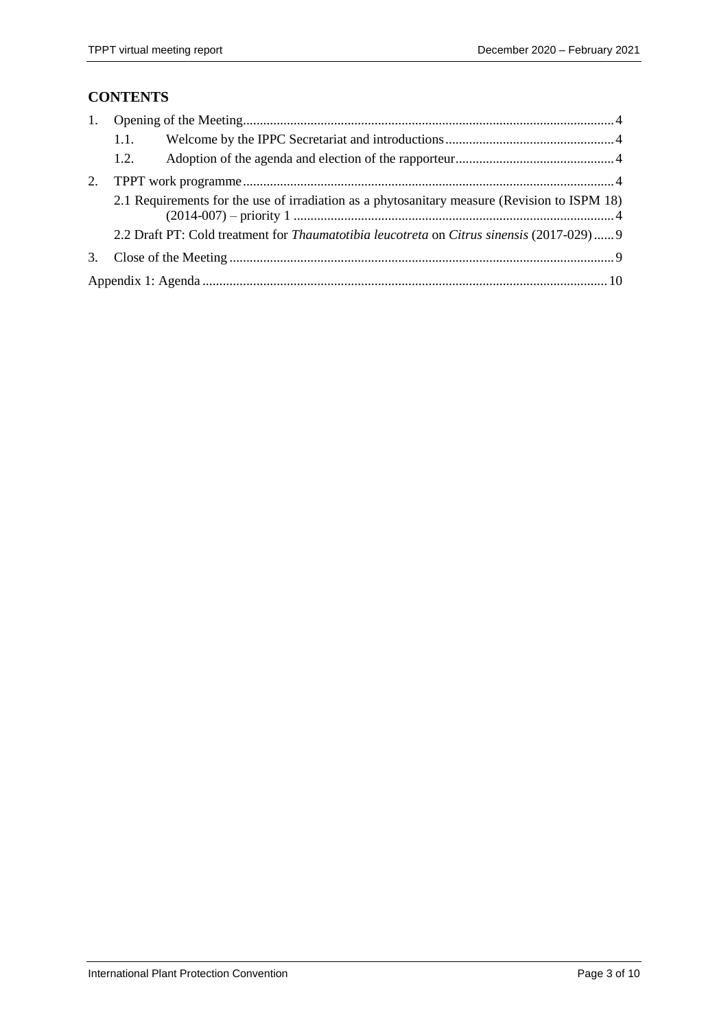## CONTENTS

1. Opening of the Meeting .......... 4
   1.1. Welcome by the IPPC Secretariat and introductions .......... 4
   1.2. Adoption of the agenda and election of the rapporteur .......... 4
2. TPPT work programme .......... 4
   2.1 Requirements for the use of irradiation as a phytosanitary measure (Revision to ISPM 18) (2014-007) – priority 1 .......... 4
   2.2 Draft PT: Cold treatment for *Thaumatotibia leucotreta* on *Citrus sinensis* (2017-029) .......... 9
3. Close of the Meeting .......... 9

Appendix 1: Agenda .......... 10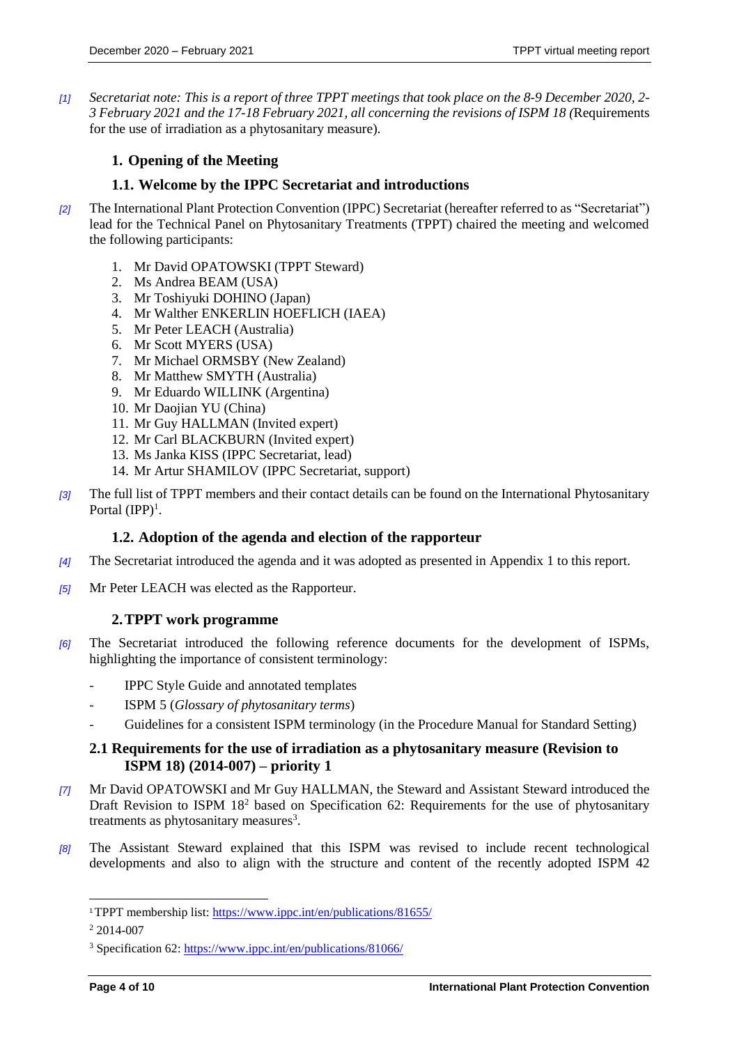*[1]* *Secretariat note: This is a report of three TPPT meetings that took place on the 8-9 December 2020, 2-3 February 2021 and the 17-18 February 2021, all concerning the revisions of ISPM 18 (*Requirements for the use of irradiation as a phytosanitary measure).

## 1. Opening of the Meeting

### 1.1. Welcome by the IPPC Secretariat and introductions

*[2]* The International Plant Protection Convention (IPPC) Secretariat (hereafter referred to as "Secretariat") lead for the Technical Panel on Phytosanitary Treatments (TPPT) chaired the meeting and welcomed the following participants:

1. Mr David OPATOWSKI (TPPT Steward)
2. Ms Andrea BEAM (USA)
3. Mr Toshiyuki DOHINO (Japan)
4. Mr Walther ENKERLIN HOEFLICH (IAEA)
5. Mr Peter LEACH (Australia)
6. Mr Scott MYERS (USA)
7. Mr Michael ORMSBY (New Zealand)
8. Mr Matthew SMYTH (Australia)
9. Mr Eduardo WILLINK (Argentina)
10. Mr Daojian YU (China)
11. Mr Guy HALLMAN (Invited expert)
12. Mr Carl BLACKBURN (Invited expert)
13. Ms Janka KISS (IPPC Secretariat, lead)
14. Mr Artur SHAMILOV (IPPC Secretariat, support)

*[3]* The full list of TPPT members and their contact details can be found on the International Phytosanitary Portal (IPP)[1].

### 1.2. Adoption of the agenda and election of the rapporteur

*[4]* The Secretariat introduced the agenda and it was adopted as presented in Appendix 1 to this report.

*[5]* Mr Peter LEACH was elected as the Rapporteur.

## 2. TPPT work programme

*[6]* The Secretariat introduced the following reference documents for the development of ISPMs, highlighting the importance of consistent terminology:

- IPPC Style Guide and annotated templates
- ISPM 5 (*Glossary of phytosanitary terms*)
- Guidelines for a consistent ISPM terminology (in the Procedure Manual for Standard Setting)

### 2.1 Requirements for the use of irradiation as a phytosanitary measure (Revision to ISPM 18) (2014-007) – priority 1

*[7]* Mr David OPATOWSKI and Mr Guy HALLMAN, the Steward and Assistant Steward introduced the Draft Revision to ISPM 18[2] based on Specification 62: Requirements for the use of phytosanitary treatments as phytosanitary measures[3].

*[8]* The Assistant Steward explained that this ISPM was revised to include recent technological developments and also to align with the structure and content of the recently adopted ISPM 42

---

[1] TPPT membership list: https://www.ippc.int/en/publications/81655/

[2] 2014-007

[3] Specification 62: https://www.ippc.int/en/publications/81066/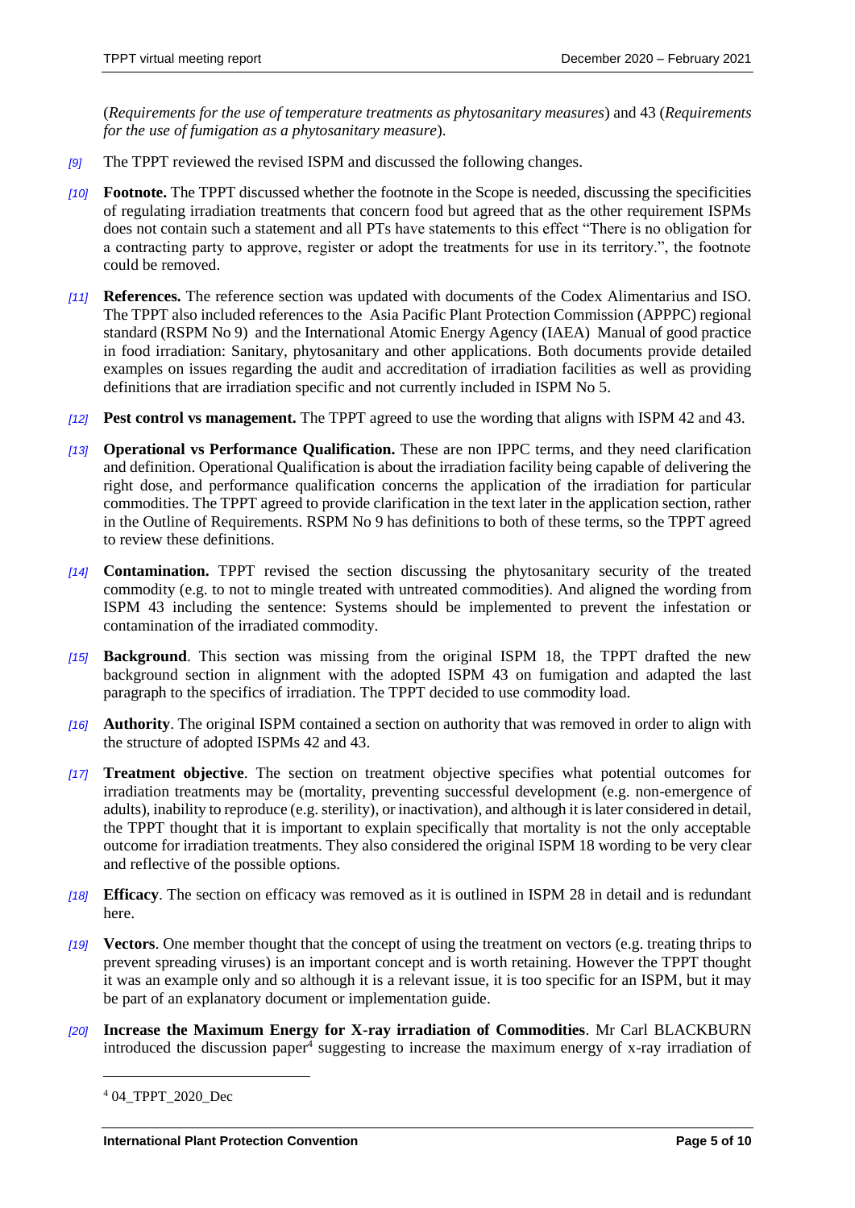(*Requirements for the use of temperature treatments as phytosanitary measures*) and 43 (*Requirements for the use of fumigation as a phytosanitary measure*).

*[9]* The TPPT reviewed the revised ISPM and discussed the following changes.

*[10]* **Footnote.** The TPPT discussed whether the footnote in the Scope is needed, discussing the specificities of regulating irradiation treatments that concern food but agreed that as the other requirement ISPMs does not contain such a statement and all PTs have statements to this effect "There is no obligation for a contracting party to approve, register or adopt the treatments for use in its territory.", the footnote could be removed.

*[11]* **References.** The reference section was updated with documents of the Codex Alimentarius and ISO. The TPPT also included references to the Asia Pacific Plant Protection Commission (APPPC) regional standard (RSPM No 9) and the International Atomic Energy Agency (IAEA) Manual of good practice in food irradiation: Sanitary, phytosanitary and other applications. Both documents provide detailed examples on issues regarding the audit and accreditation of irradiation facilities as well as providing definitions that are irradiation specific and not currently included in ISPM No 5.

*[12]* **Pest control vs management.** The TPPT agreed to use the wording that aligns with ISPM 42 and 43.

*[13]* **Operational vs Performance Qualification.** These are non IPPC terms, and they need clarification and definition. Operational Qualification is about the irradiation facility being capable of delivering the right dose, and performance qualification concerns the application of the irradiation for particular commodities. The TPPT agreed to provide clarification in the text later in the application section, rather in the Outline of Requirements. RSPM No 9 has definitions to both of these terms, so the TPPT agreed to review these definitions.

*[14]* **Contamination.** TPPT revised the section discussing the phytosanitary security of the treated commodity (e.g. to not to mingle treated with untreated commodities). And aligned the wording from ISPM 43 including the sentence: Systems should be implemented to prevent the infestation or contamination of the irradiated commodity.

*[15]* **Background**. This section was missing from the original ISPM 18, the TPPT drafted the new background section in alignment with the adopted ISPM 43 on fumigation and adapted the last paragraph to the specifics of irradiation. The TPPT decided to use commodity load.

*[16]* **Authority**. The original ISPM contained a section on authority that was removed in order to align with the structure of adopted ISPMs 42 and 43.

*[17]* **Treatment objective**. The section on treatment objective specifies what potential outcomes for irradiation treatments may be (mortality, preventing successful development (e.g. non-emergence of adults), inability to reproduce (e.g. sterility), or inactivation), and although it is later considered in detail, the TPPT thought that it is important to explain specifically that mortality is not the only acceptable outcome for irradiation treatments. They also considered the original ISPM 18 wording to be very clear and reflective of the possible options.

*[18]* **Efficacy**. The section on efficacy was removed as it is outlined in ISPM 28 in detail and is redundant here.

*[19]* **Vectors**. One member thought that the concept of using the treatment on vectors (e.g. treating thrips to prevent spreading viruses) is an important concept and is worth retaining. However the TPPT thought it was an example only and so although it is a relevant issue, it is too specific for an ISPM, but it may be part of an explanatory document or implementation guide.

*[20]* **Increase the Maximum Energy for X-ray irradiation of Commodities**. Mr Carl BLACKBURN introduced the discussion paper[4] suggesting to increase the maximum energy of x-ray irradiation of

---

[4] 04_TPPT_2020_Dec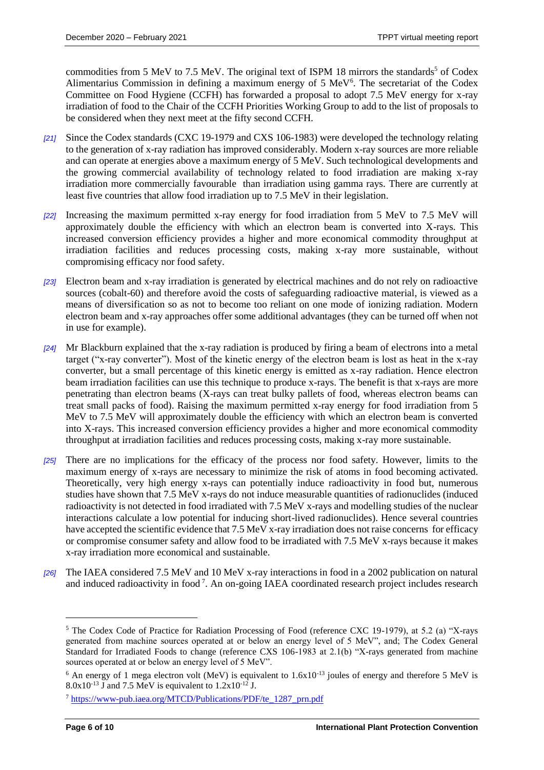commodities from 5 MeV to 7.5 MeV. The original text of ISPM 18 mirrors the standards[5] of Codex Alimentarius Commission in defining a maximum energy of 5 MeV[6]. The secretariat of the Codex Committee on Food Hygiene (CCFH) has forwarded a proposal to adopt 7.5 MeV energy for x-ray irradiation of food to the Chair of the CCFH Priorities Working Group to add to the list of proposals to be considered when they next meet at the fifty second CCFH.

*[21]* Since the Codex standards (CXC 19-1979 and CXS 106-1983) were developed the technology relating to the generation of x-ray radiation has improved considerably. Modern x-ray sources are more reliable and can operate at energies above a maximum energy of 5 MeV. Such technological developments and the growing commercial availability of technology related to food irradiation are making x-ray irradiation more commercially favourable than irradiation using gamma rays. There are currently at least five countries that allow food irradiation up to 7.5 MeV in their legislation.

*[22]* Increasing the maximum permitted x-ray energy for food irradiation from 5 MeV to 7.5 MeV will approximately double the efficiency with which an electron beam is converted into X-rays. This increased conversion efficiency provides a higher and more economical commodity throughput at irradiation facilities and reduces processing costs, making x-ray more sustainable, without compromising efficacy nor food safety.

*[23]* Electron beam and x-ray irradiation is generated by electrical machines and do not rely on radioactive sources (cobalt-60) and therefore avoid the costs of safeguarding radioactive material, is viewed as a means of diversification so as not to become too reliant on one mode of ionizing radiation. Modern electron beam and x-ray approaches offer some additional advantages (they can be turned off when not in use for example).

*[24]* Mr Blackburn explained that the x-ray radiation is produced by firing a beam of electrons into a metal target ("x-ray converter"). Most of the kinetic energy of the electron beam is lost as heat in the x-ray converter, but a small percentage of this kinetic energy is emitted as x-ray radiation. Hence electron beam irradiation facilities can use this technique to produce x-rays. The benefit is that x-rays are more penetrating than electron beams (X-rays can treat bulky pallets of food, whereas electron beams can treat small packs of food). Raising the maximum permitted x-ray energy for food irradiation from 5 MeV to 7.5 MeV will approximately double the efficiency with which an electron beam is converted into X-rays. This increased conversion efficiency provides a higher and more economical commodity throughput at irradiation facilities and reduces processing costs, making x-ray more sustainable.

*[25]* There are no implications for the efficacy of the process nor food safety. However, limits to the maximum energy of x-rays are necessary to minimize the risk of atoms in food becoming activated. Theoretically, very high energy x-rays can potentially induce radioactivity in food but, numerous studies have shown that 7.5 MeV x-rays do not induce measurable quantities of radionuclides (induced radioactivity is not detected in food irradiated with 7.5 MeV x-rays and modelling studies of the nuclear interactions calculate a low potential for inducing short-lived radionuclides). Hence several countries have accepted the scientific evidence that 7.5 MeV x-ray irradiation does not raise concerns for efficacy or compromise consumer safety and allow food to be irradiated with 7.5 MeV x-rays because it makes x-ray irradiation more economical and sustainable.

*[26]* The IAEA considered 7.5 MeV and 10 MeV x-ray interactions in food in a 2002 publication on natural and induced radioactivity in food[7]. An on-going IAEA coordinated research project includes research

---

[5] The Codex Code of Practice for Radiation Processing of Food (reference CXC 19-1979), at 5.2 (a) "X-rays generated from machine sources operated at or below an energy level of 5 MeV", and; The Codex General Standard for Irradiated Foods to change (reference CXS 106-1983 at 2.1(b) "X-rays generated from machine sources operated at or below an energy level of 5 MeV".

[6] An energy of 1 mega electron volt (MeV) is equivalent to $1.6 \times 10^{-13}$ joules of energy and therefore 5 MeV is $8.0 \times 10^{-13}$ J and 7.5 MeV is equivalent to $1.2 \times 10^{-12}$ J.

[7] https://www-pub.iaea.org/MTCD/Publications/PDF/te_1287_prn.pdf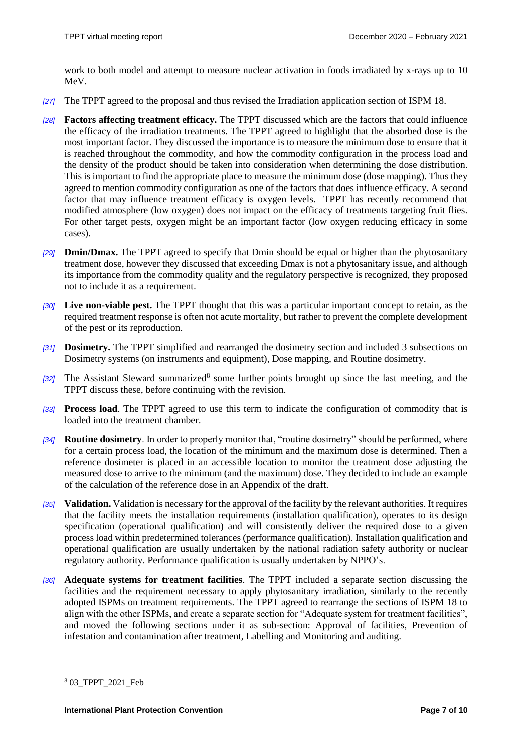work to both model and attempt to measure nuclear activation in foods irradiated by x-rays up to 10 MeV.

*[27]* The TPPT agreed to the proposal and thus revised the Irradiation application section of ISPM 18.

*[28]* **Factors affecting treatment efficacy.** The TPPT discussed which are the factors that could influence the efficacy of the irradiation treatments. The TPPT agreed to highlight that the absorbed dose is the most important factor. They discussed the importance is to measure the minimum dose to ensure that it is reached throughout the commodity, and how the commodity configuration in the process load and the density of the product should be taken into consideration when determining the dose distribution. This is important to find the appropriate place to measure the minimum dose (dose mapping). Thus they agreed to mention commodity configuration as one of the factors that does influence efficacy. A second factor that may influence treatment efficacy is oxygen levels. TPPT has recently recommend that modified atmosphere (low oxygen) does not impact on the efficacy of treatments targeting fruit flies. For other target pests, oxygen might be an important factor (low oxygen reducing efficacy in some cases).

*[29]* **Dmin/Dmax.** The TPPT agreed to specify that Dmin should be equal or higher than the phytosanitary treatment dose, however they discussed that exceeding Dmax is not a phytosanitary issue**,** and although its importance from the commodity quality and the regulatory perspective is recognized, they proposed not to include it as a requirement.

*[30]* **Live non-viable pest.** The TPPT thought that this was a particular important concept to retain, as the required treatment response is often not acute mortality, but rather to prevent the complete development of the pest or its reproduction.

*[31]* **Dosimetry.** The TPPT simplified and rearranged the dosimetry section and included 3 subsections on Dosimetry systems (on instruments and equipment), Dose mapping, and Routine dosimetry.

*[32]* The Assistant Steward summarized[8] some further points brought up since the last meeting, and the TPPT discuss these, before continuing with the revision.

*[33]* **Process load**. The TPPT agreed to use this term to indicate the configuration of commodity that is loaded into the treatment chamber.

*[34]* **Routine dosimetry**. In order to properly monitor that, "routine dosimetry" should be performed, where for a certain process load, the location of the minimum and the maximum dose is determined. Then a reference dosimeter is placed in an accessible location to monitor the treatment dose adjusting the measured dose to arrive to the minimum (and the maximum) dose. They decided to include an example of the calculation of the reference dose in an Appendix of the draft.

*[35]* **Validation.** Validation is necessary for the approval of the facility by the relevant authorities. It requires that the facility meets the installation requirements (installation qualification), operates to its design specification (operational qualification) and will consistently deliver the required dose to a given process load within predetermined tolerances (performance qualification). Installation qualification and operational qualification are usually undertaken by the national radiation safety authority or nuclear regulatory authority. Performance qualification is usually undertaken by NPPO's.

*[36]* **Adequate systems for treatment facilities**. The TPPT included a separate section discussing the facilities and the requirement necessary to apply phytosanitary irradiation, similarly to the recently adopted ISPMs on treatment requirements. The TPPT agreed to rearrange the sections of ISPM 18 to align with the other ISPMs, and create a separate section for "Adequate system for treatment facilities", and moved the following sections under it as sub-section: Approval of facilities, Prevention of infestation and contamination after treatment, Labelling and Monitoring and auditing.

---

[8] 03_TPPT_2021_Feb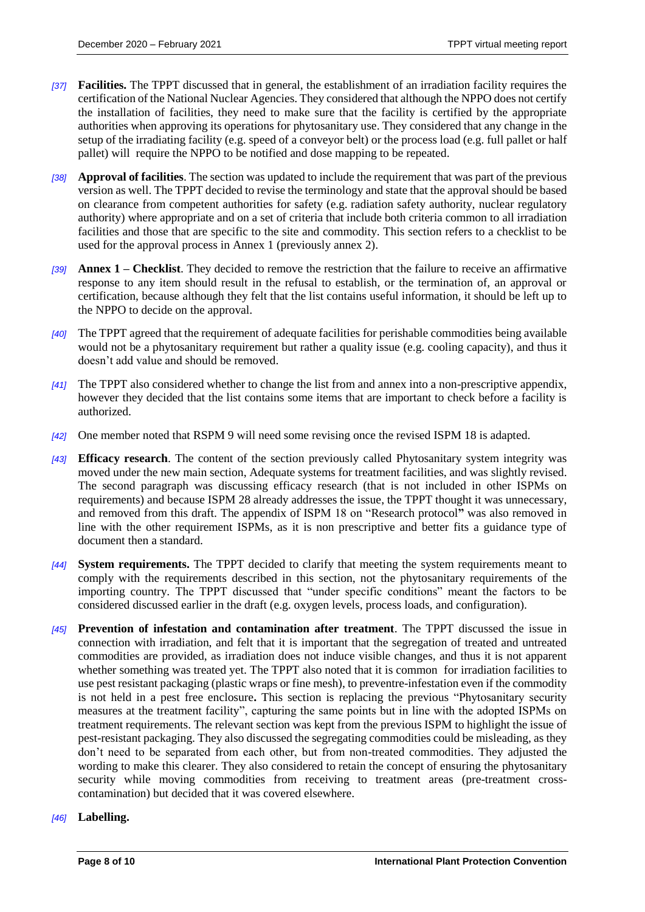*[37]* **Facilities.** The TPPT discussed that in general, the establishment of an irradiation facility requires the certification of the National Nuclear Agencies. They considered that although the NPPO does not certify the installation of facilities, they need to make sure that the facility is certified by the appropriate authorities when approving its operations for phytosanitary use. They considered that any change in the setup of the irradiating facility (e.g. speed of a conveyor belt) or the process load (e.g. full pallet or half pallet) will require the NPPO to be notified and dose mapping to be repeated.

*[38]* **Approval of facilities**. The section was updated to include the requirement that was part of the previous version as well. The TPPT decided to revise the terminology and state that the approval should be based on clearance from competent authorities for safety (e.g. radiation safety authority, nuclear regulatory authority) where appropriate and on a set of criteria that include both criteria common to all irradiation facilities and those that are specific to the site and commodity. This section refers to a checklist to be used for the approval process in Annex 1 (previously annex 2).

*[39]* **Annex 1 – Checklist**. They decided to remove the restriction that the failure to receive an affirmative response to any item should result in the refusal to establish, or the termination of, an approval or certification, because although they felt that the list contains useful information, it should be left up to the NPPO to decide on the approval.

*[40]* The TPPT agreed that the requirement of adequate facilities for perishable commodities being available would not be a phytosanitary requirement but rather a quality issue (e.g. cooling capacity), and thus it doesn't add value and should be removed.

*[41]* The TPPT also considered whether to change the list from and annex into a non-prescriptive appendix, however they decided that the list contains some items that are important to check before a facility is authorized.

*[42]* One member noted that RSPM 9 will need some revising once the revised ISPM 18 is adapted.

*[43]* **Efficacy research**. The content of the section previously called Phytosanitary system integrity was moved under the new main section, Adequate systems for treatment facilities, and was slightly revised. The second paragraph was discussing efficacy research (that is not included in other ISPMs on requirements) and because ISPM 28 already addresses the issue, the TPPT thought it was unnecessary, and removed from this draft. The appendix of ISPM 18 on "Research protocol**"** was also removed in line with the other requirement ISPMs, as it is non prescriptive and better fits a guidance type of document then a standard.

*[44]* **System requirements.** The TPPT decided to clarify that meeting the system requirements meant to comply with the requirements described in this section, not the phytosanitary requirements of the importing country. The TPPT discussed that "under specific conditions" meant the factors to be considered discussed earlier in the draft (e.g. oxygen levels, process loads, and configuration).

*[45]* **Prevention of infestation and contamination after treatment**. The TPPT discussed the issue in connection with irradiation, and felt that it is important that the segregation of treated and untreated commodities are provided, as irradiation does not induce visible changes, and thus it is not apparent whether something was treated yet. The TPPT also noted that it is common for irradiation facilities to use pest resistant packaging (plastic wraps or fine mesh), to preventre-infestation even if the commodity is not held in a pest free enclosure**.** This section is replacing the previous "Phytosanitary security measures at the treatment facility", capturing the same points but in line with the adopted ISPMs on treatment requirements. The relevant section was kept from the previous ISPM to highlight the issue of pest-resistant packaging. They also discussed the segregating commodities could be misleading, as they don't need to be separated from each other, but from non-treated commodities. They adjusted the wording to make this clearer. They also considered to retain the concept of ensuring the phytosanitary security while moving commodities from receiving to treatment areas (pre-treatment cross-contamination) but decided that it was covered elsewhere.

*[46]* **Labelling.**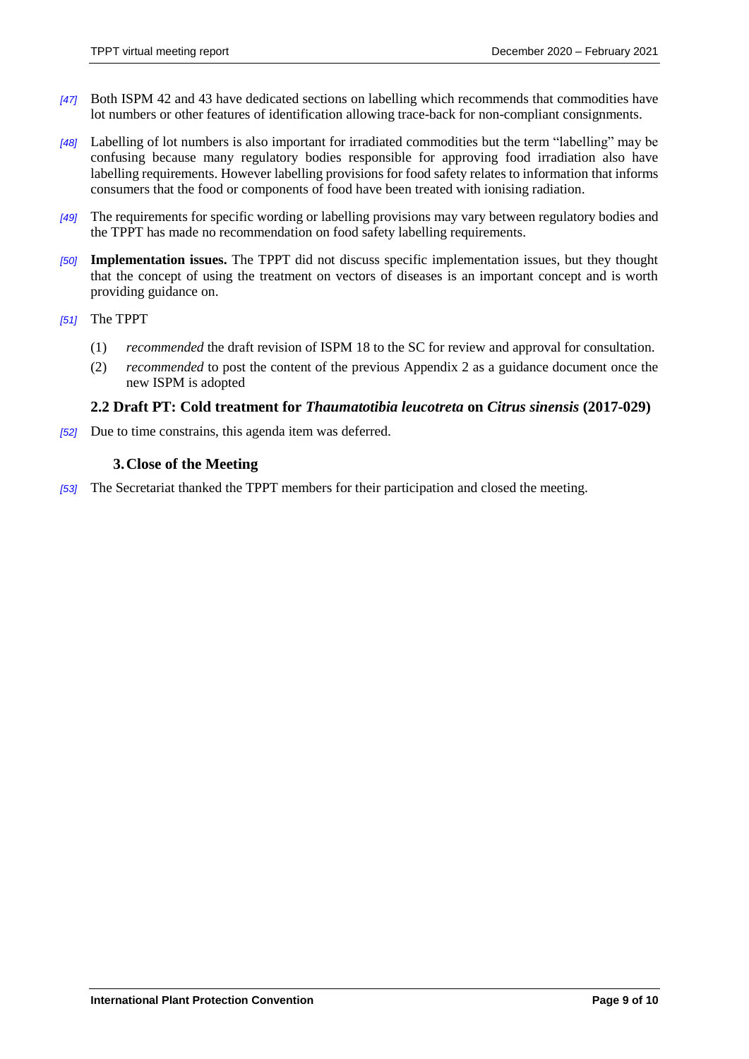*[47]* Both ISPM 42 and 43 have dedicated sections on labelling which recommends that commodities have lot numbers or other features of identification allowing trace-back for non-compliant consignments.

*[48]* Labelling of lot numbers is also important for irradiated commodities but the term "labelling" may be confusing because many regulatory bodies responsible for approving food irradiation also have labelling requirements. However labelling provisions for food safety relates to information that informs consumers that the food or components of food have been treated with ionising radiation.

*[49]* The requirements for specific wording or labelling provisions may vary between regulatory bodies and the TPPT has made no recommendation on food safety labelling requirements.

*[50]* **Implementation issues.** The TPPT did not discuss specific implementation issues, but they thought that the concept of using the treatment on vectors of diseases is an important concept and is worth providing guidance on.

*[51]* The TPPT

(1) *recommended* the draft revision of ISPM 18 to the SC for review and approval for consultation.

(2) *recommended* to post the content of the previous Appendix 2 as a guidance document once the new ISPM is adopted

### 2.2 Draft PT: Cold treatment for *Thaumatotibia leucotreta* on *Citrus sinensis* (2017-029)

*[52]* Due to time constrains, this agenda item was deferred.

## 3. Close of the Meeting

*[53]* The Secretariat thanked the TPPT members for their participation and closed the meeting.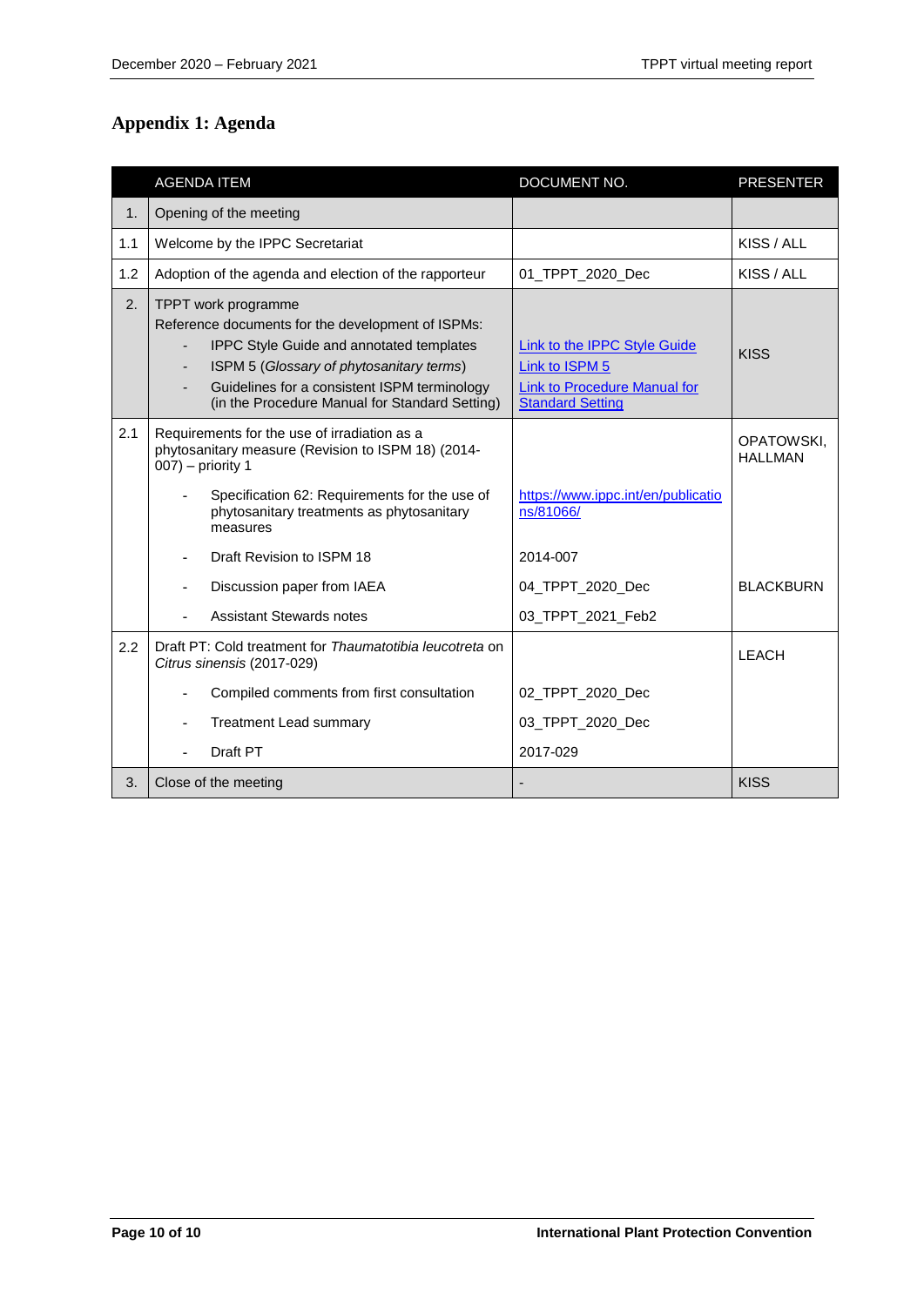## Appendix 1: Agenda

| | AGENDA ITEM | DOCUMENT NO. | PRESENTER |
|---|---|---|---|
| 1. | Opening of the meeting | | |
| 1.1 | Welcome by the IPPC Secretariat | | KISS / ALL |
| 1.2 | Adoption of the agenda and election of the rapporteur | 01_TPPT_2020_Dec | KISS / ALL |
| 2. | TPPT work programme<br>Reference documents for the development of ISPMs:<br>- IPPC Style Guide and annotated templates<br>- ISPM 5 (*Glossary of phytosanitary terms*)<br>- Guidelines for a consistent ISPM terminology (in the Procedure Manual for Standard Setting) | Link to the IPPC Style Guide<br>Link to ISPM 5<br>Link to Procedure Manual for Standard Setting | KISS |
| 2.1 | Requirements for the use of irradiation as a phytosanitary measure (Revision to ISPM 18) (2014-007) – priority 1 | | OPATOWSKI, HALLMAN |
| | - Specification 62: Requirements for the use of phytosanitary treatments as phytosanitary measures | https://www.ippc.int/en/publications/81066/ | |
| | - Draft Revision to ISPM 18 | 2014-007 | |
| | - Discussion paper from IAEA | 04_TPPT_2020_Dec | BLACKBURN |
| | - Assistant Stewards notes | 03_TPPT_2021_Feb2 | |
| 2.2 | Draft PT: Cold treatment for *Thaumatotibia leucotreta* on *Citrus sinensis* (2017-029) | | LEACH |
| | - Compiled comments from first consultation | 02_TPPT_2020_Dec | |
| | - Treatment Lead summary | 03_TPPT_2020_Dec | |
| | - Draft PT | 2017-029 | |
| 3. | Close of the meeting | - | KISS |